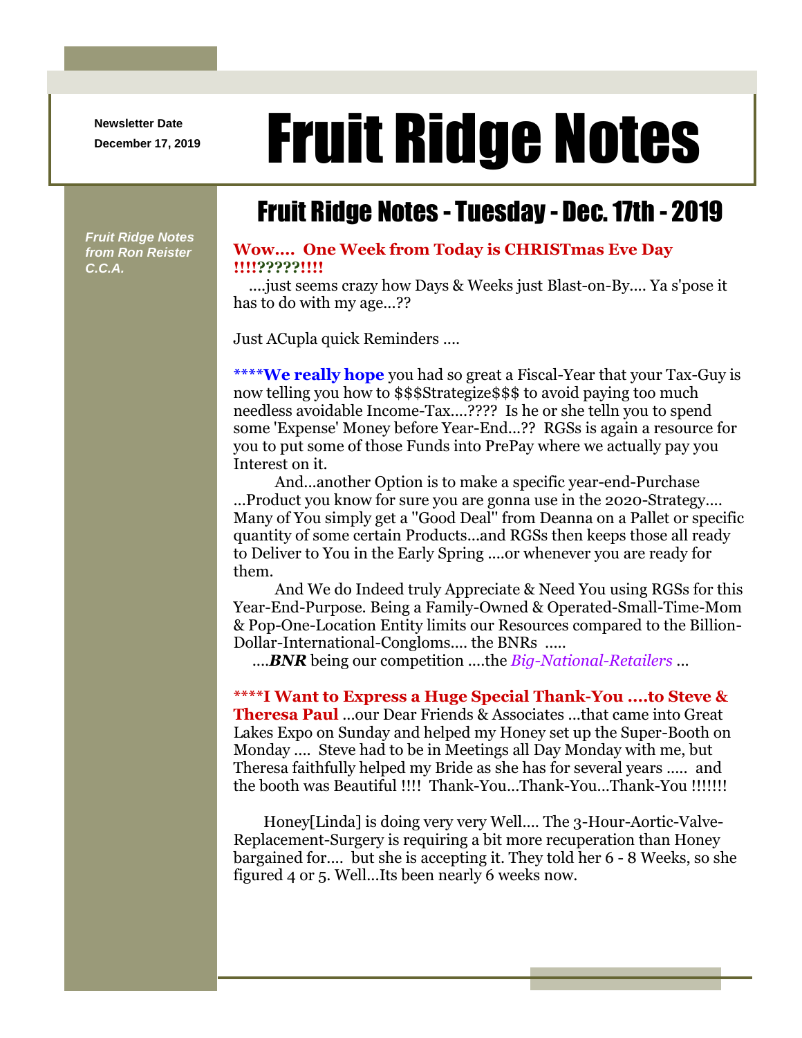Newsletter Date
December 17, 2019

# Fruit Ridge Notes

*Fruit Ridge Notes from Ron Reister C.C.A.*

## Fruit Ridge Notes - Tuesday - Dec. 17th - 2019

**Wow.... One Week from Today is CHRISTmas Eve Day !!!!?????!!!!**

....just seems crazy how Days & Weeks just Blast-on-By.... Ya s'pose it has to do with my age...??

Just ACupla quick Reminders ....

****We really hope** you had so great a Fiscal-Year that your Tax-Guy is now telling you how to $$$Strategize$$$ to avoid paying too much needless avoidable Income-Tax....???? Is he or she telln you to spend some 'Expense' Money before Year-End...?? RGSs is again a resource for you to put some of those Funds into PrePay where we actually pay you Interest on it.

And...another Option is to make a specific year-end-Purchase ...Product you know for sure you are gonna use in the 2020-Strategy.... Many of You simply get a "Good Deal" from Deanna on a Pallet or specific quantity of some certain Products...and RGSs then keeps those all ready to Deliver to You in the Early Spring ....or whenever you are ready for them.

And We do Indeed truly Appreciate & Need You using RGSs for this Year-End-Purpose. Being a Family-Owned & Operated-Small-Time-Mom & Pop-One-Location Entity limits our Resources compared to the Billion-Dollar-International-Congloms.... the BNRs .....

....***BNR*** being our competition ....the *Big-National-Retailers* ...

****I Want to Express a Huge Special Thank-You ....to Steve & Theresa Paul** ...our Dear Friends & Associates ...that came into Great Lakes Expo on Sunday and helped my Honey set up the Super-Booth on Monday .... Steve had to be in Meetings all Day Monday with me, but Theresa faithfully helped my Bride as she has for several years ..... and the booth was Beautiful !!!! Thank-You...Thank-You...Thank-You !!!!!!!

Honey[Linda] is doing very very Well.... The 3-Hour-Aortic-Valve-Replacement-Surgery is requiring a bit more recuperation than Honey bargained for.... but she is accepting it. They told her 6 - 8 Weeks, so she figured 4 or 5. Well...Its been nearly 6 weeks now.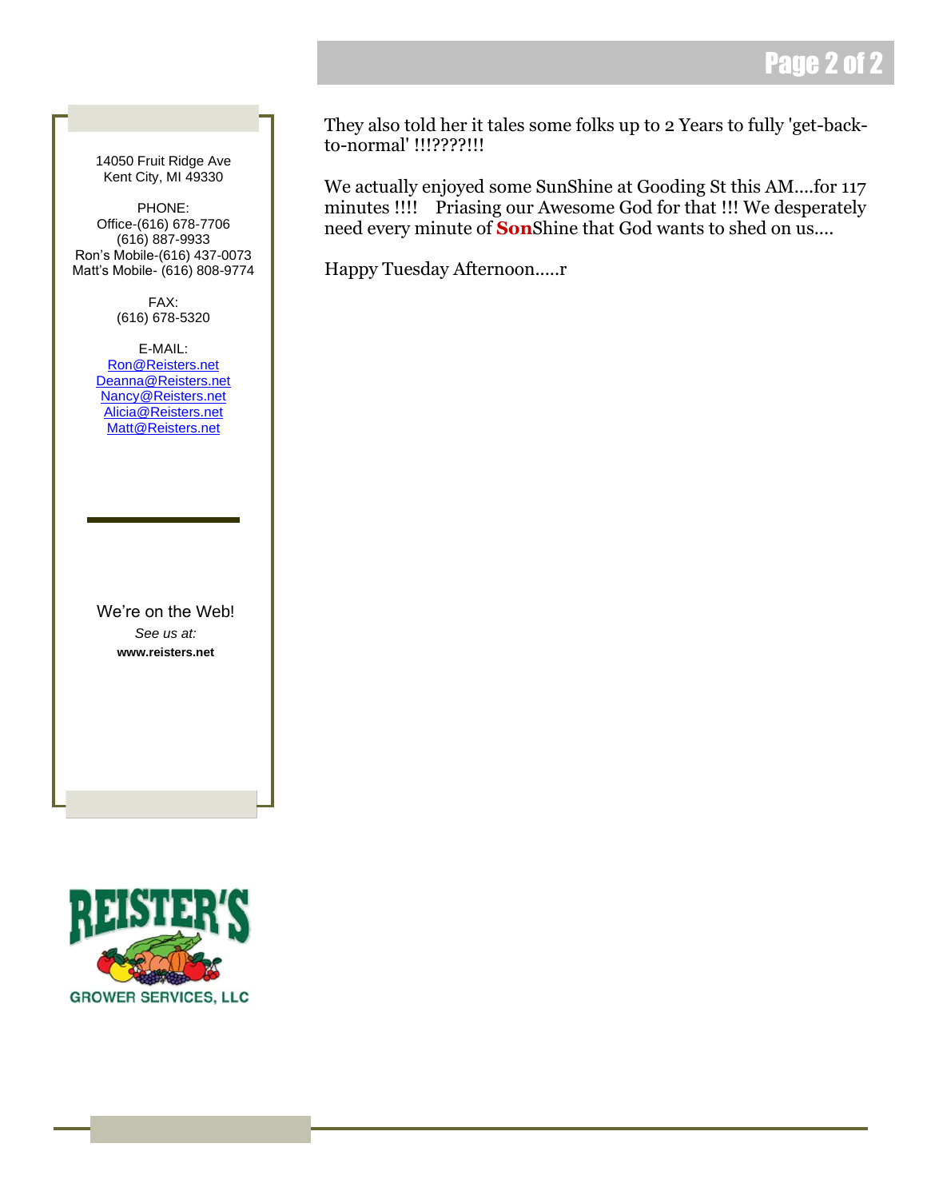They also told her it tales some folks up to 2 Years to fully 'get-back-to-normal' !!!????!!!

We actually enjoyed some SunShine at Gooding St this AM....for 117 minutes !!!! Priasing our Awesome God for that !!! We desperately need every minute of **Son**Shine that God wants to shed on us....

Happy Tuesday Afternoon.....r

14050 Fruit Ridge Ave
Kent City, MI 49330

PHONE:
Office-(616) 678-7706
(616) 887-9933
Ron's Mobile-(616) 437-0073
Matt's Mobile- (616) 808-9774

FAX:
(616) 678-5320

E-MAIL:
Ron@Reisters.net
Deanna@Reisters.net
Nancy@Reisters.net
Alicia@Reisters.net
Matt@Reisters.net

We're on the Web!

*See us at:*

**www.reisters.net**

REISTER'S
GROWER SERVICES, LLC